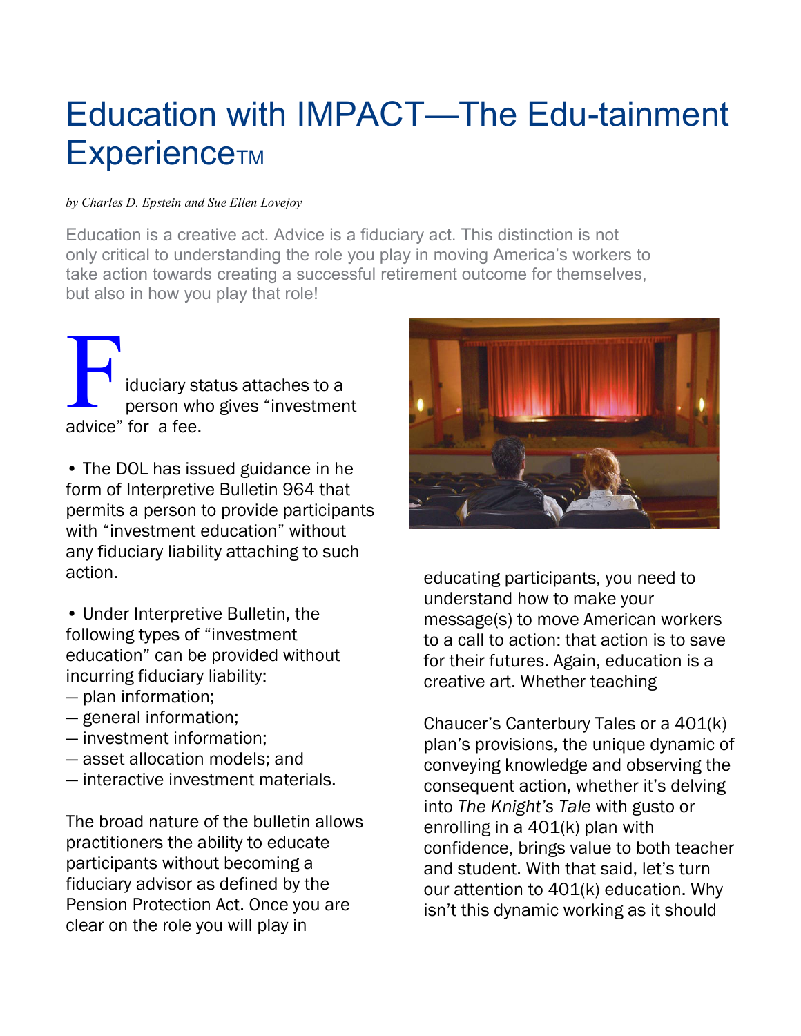# Education with IMPACT—The Edu-tainment Experience™

*by Charles D. Epstein and Sue Ellen Lovejoy*

Education is a creative act. Advice is a fiduciary act. This distinction is not only critical to understanding the role you play in moving America's workers to take action towards creating a successful retirement outcome for themselves, but also in how you play that role!

Fiduciary status attaches to a person who gives "investment advice" for a fee.

• The DOL has issued guidance in he form of Interpretive Bulletin 964 that permits a person to provide participants with "investment education" without any fiduciary liability attaching to such action.

• Under Interpretive Bulletin, the following types of "investment education" can be provided without incurring fiduciary liability:
— plan information;
— general information;
— investment information;
— asset allocation models; and
— interactive investment materials.

The broad nature of the bulletin allows practitioners the ability to educate participants without becoming a fiduciary advisor as defined by the Pension Protection Act. Once you are clear on the role you will play in educating participants, you need to understand how to make your message(s) to move American workers to a call to action: that action is to save for their futures. Again, education is a creative art. Whether teaching

Chaucer's Canterbury Tales or a 401(k) plan's provisions, the unique dynamic of conveying knowledge and observing the consequent action, whether it's delving into *The Knight's Tale* with gusto or enrolling in a 401(k) plan with confidence, brings value to both teacher and student. With that said, let's turn our attention to 401(k) education. Why isn't this dynamic working as it should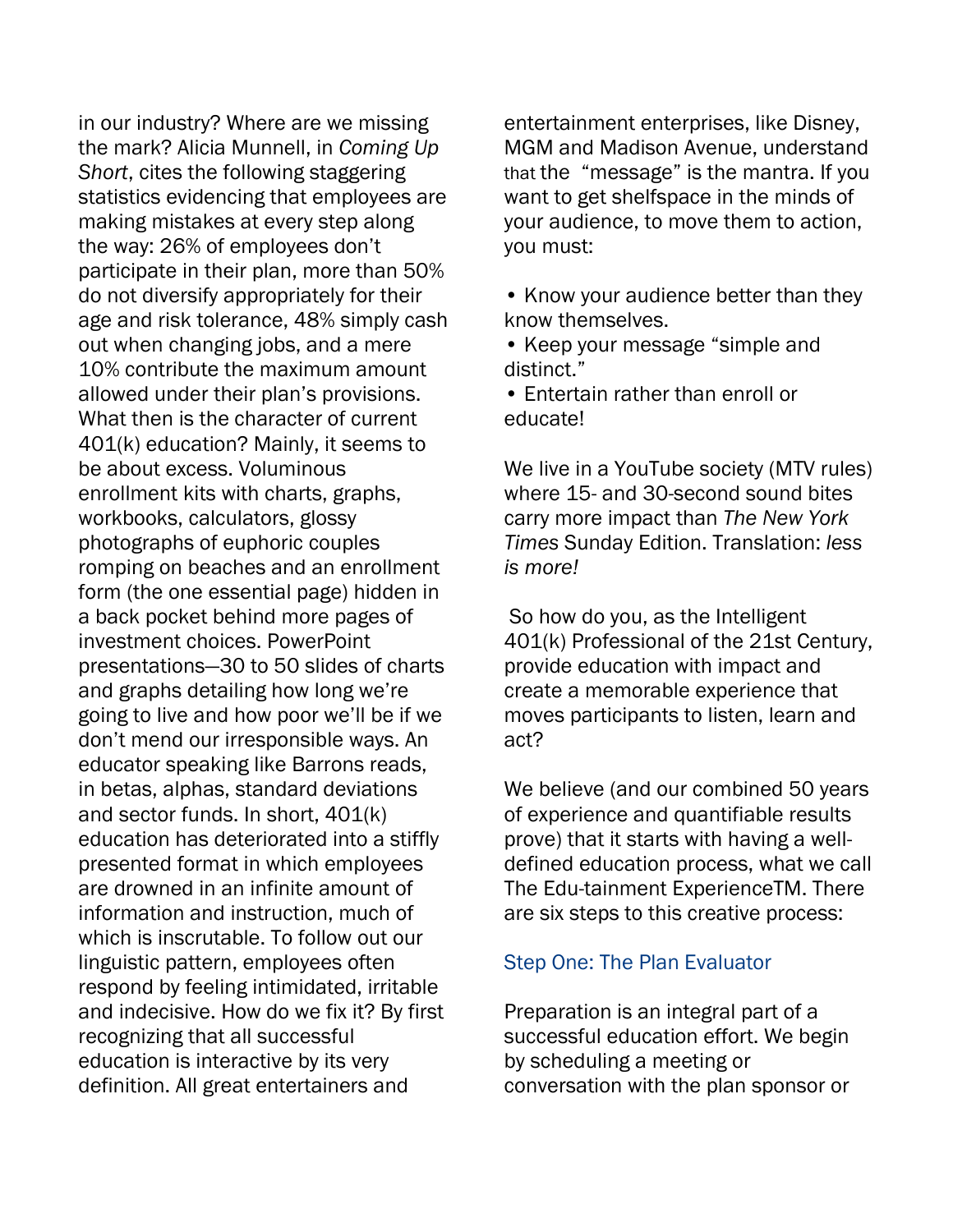in our industry? Where are we missing the mark? Alicia Munnell, in *Coming Up Short*, cites the following staggering statistics evidencing that employees are making mistakes at every step along the way: 26% of employees don't participate in their plan, more than 50% do not diversify appropriately for their age and risk tolerance, 48% simply cash out when changing jobs, and a mere 10% contribute the maximum amount allowed under their plan's provisions. What then is the character of current 401(k) education? Mainly, it seems to be about excess. Voluminous enrollment kits with charts, graphs, workbooks, calculators, glossy photographs of euphoric couples romping on beaches and an enrollment form (the one essential page) hidden in a back pocket behind more pages of investment choices. PowerPoint presentations—30 to 50 slides of charts and graphs detailing how long we're going to live and how poor we'll be if we don't mend our irresponsible ways. An educator speaking like Barrons reads, in betas, alphas, standard deviations and sector funds. In short, 401(k) education has deteriorated into a stiffly presented format in which employees are drowned in an infinite amount of information and instruction, much of which is inscrutable. To follow out our linguistic pattern, employees often respond by feeling intimidated, irritable and indecisive. How do we fix it? By first recognizing that all successful education is interactive by its very definition. All great entertainers and entertainment enterprises, like Disney, MGM and Madison Avenue, understand that the "message" is the mantra. If you want to get shelfspace in the minds of your audience, to move them to action, you must:

- Know your audience better than they know themselves.
- Keep your message "simple and distinct."
- Entertain rather than enroll or educate!

We live in a YouTube society (MTV rules) where 15- and 30-second sound bites carry more impact than *The New York Times* Sunday Edition. Translation: *less is more!*

So how do you, as the Intelligent 401(k) Professional of the 21st Century, provide education with impact and create a memorable experience that moves participants to listen, learn and act?

We believe (and our combined 50 years of experience and quantifiable results prove) that it starts with having a well-defined education process, what we call The Edu-tainment ExperienceTM. There are six steps to this creative process:

### Step One: The Plan Evaluator

Preparation is an integral part of a successful education effort. We begin by scheduling a meeting or conversation with the plan sponsor or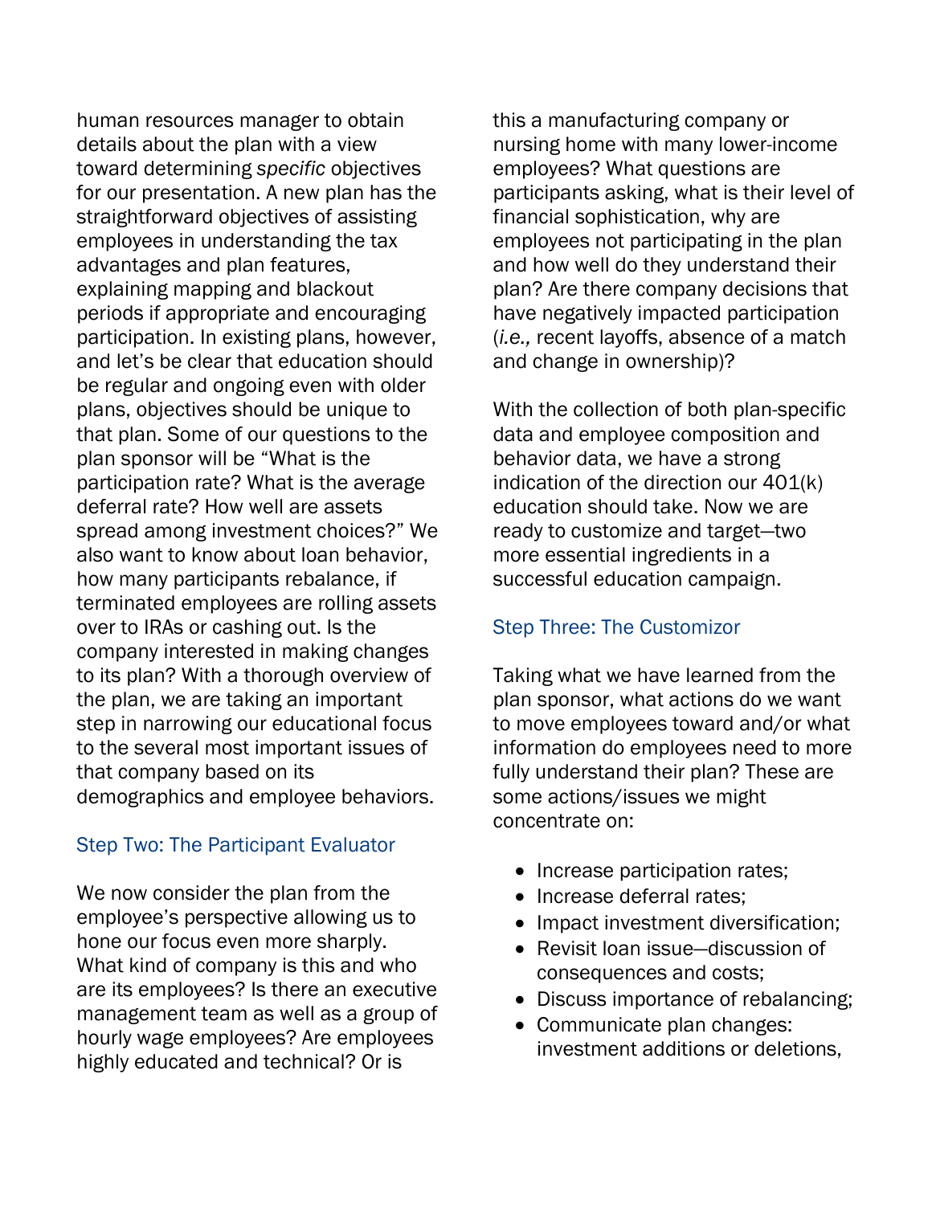human resources manager to obtain details about the plan with a view toward determining *specific* objectives for our presentation. A new plan has the straightforward objectives of assisting employees in understanding the tax advantages and plan features, explaining mapping and blackout periods if appropriate and encouraging participation. In existing plans, however, and let's be clear that education should be regular and ongoing even with older plans, objectives should be unique to that plan. Some of our questions to the plan sponsor will be "What is the participation rate? What is the average deferral rate? How well are assets spread among investment choices?" We also want to know about loan behavior, how many participants rebalance, if terminated employees are rolling assets over to IRAs or cashing out. Is the company interested in making changes to its plan? With a thorough overview of the plan, we are taking an important step in narrowing our educational focus to the several most important issues of that company based on its demographics and employee behaviors.

### Step Two: The Participant Evaluator

We now consider the plan from the employee's perspective allowing us to hone our focus even more sharply. What kind of company is this and who are its employees? Is there an executive management team as well as a group of hourly wage employees? Are employees highly educated and technical? Or is this a manufacturing company or nursing home with many lower-income employees? What questions are participants asking, what is their level of financial sophistication, why are employees not participating in the plan and how well do they understand their plan? Are there company decisions that have negatively impacted participation (*i.e.,* recent layoffs, absence of a match and change in ownership)?

With the collection of both plan-specific data and employee composition and behavior data, we have a strong indication of the direction our 401(k) education should take. Now we are ready to customize and target—two more essential ingredients in a successful education campaign.

### Step Three: The Customizor

Taking what we have learned from the plan sponsor, what actions do we want to move employees toward and/or what information do employees need to more fully understand their plan? These are some actions/issues we might concentrate on:

- Increase participation rates;
- Increase deferral rates;
- Impact investment diversification;
- Revisit loan issue—discussion of consequences and costs;
- Discuss importance of rebalancing;
- Communicate plan changes: investment additions or deletions,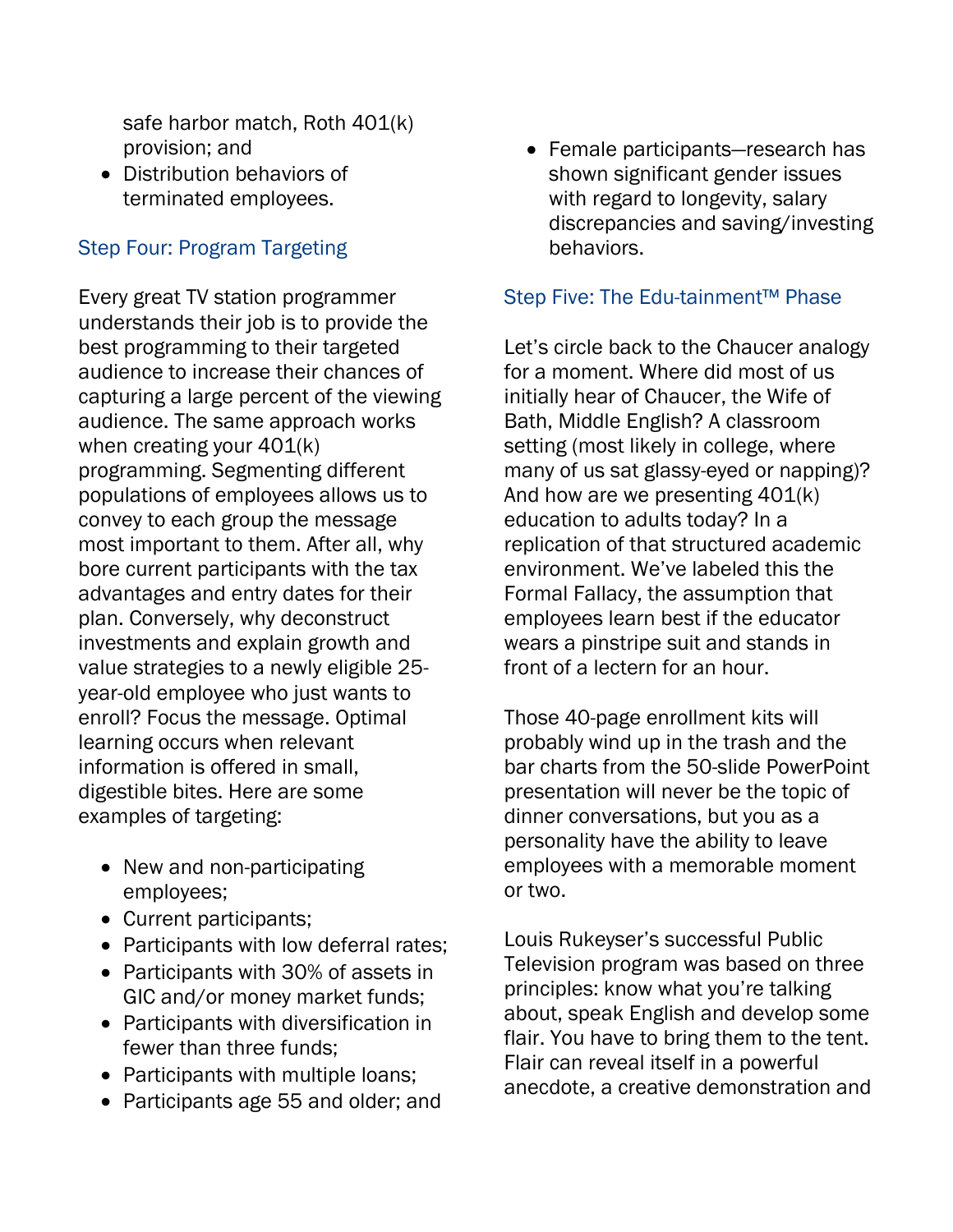safe harbor match, Roth 401(k) provision; and
- Distribution behaviors of terminated employees.

### Step Four: Program Targeting

Every great TV station programmer understands their job is to provide the best programming to their targeted audience to increase their chances of capturing a large percent of the viewing audience. The same approach works when creating your 401(k) programming. Segmenting different populations of employees allows us to convey to each group the message most important to them. After all, why bore current participants with the tax advantages and entry dates for their plan. Conversely, why deconstruct investments and explain growth and value strategies to a newly eligible 25-year-old employee who just wants to enroll? Focus the message. Optimal learning occurs when relevant information is offered in small, digestible bites. Here are some examples of targeting:

- New and non-participating employees;
- Current participants;
- Participants with low deferral rates;
- Participants with 30% of assets in GIC and/or money market funds;
- Participants with diversification in fewer than three funds;
- Participants with multiple loans;
- Participants age 55 and older; and
- Female participants—research has shown significant gender issues with regard to longevity, salary discrepancies and saving/investing behaviors.

### Step Five: The Edu-tainment™ Phase

Let's circle back to the Chaucer analogy for a moment. Where did most of us initially hear of Chaucer, the Wife of Bath, Middle English? A classroom setting (most likely in college, where many of us sat glassy-eyed or napping)? And how are we presenting 401(k) education to adults today? In a replication of that structured academic environment. We've labeled this the Formal Fallacy, the assumption that employees learn best if the educator wears a pinstripe suit and stands in front of a lectern for an hour.

Those 40-page enrollment kits will probably wind up in the trash and the bar charts from the 50-slide PowerPoint presentation will never be the topic of dinner conversations, but you as a personality have the ability to leave employees with a memorable moment or two.

Louis Rukeyser's successful Public Television program was based on three principles: know what you're talking about, speak English and develop some flair. You have to bring them to the tent. Flair can reveal itself in a powerful anecdote, a creative demonstration and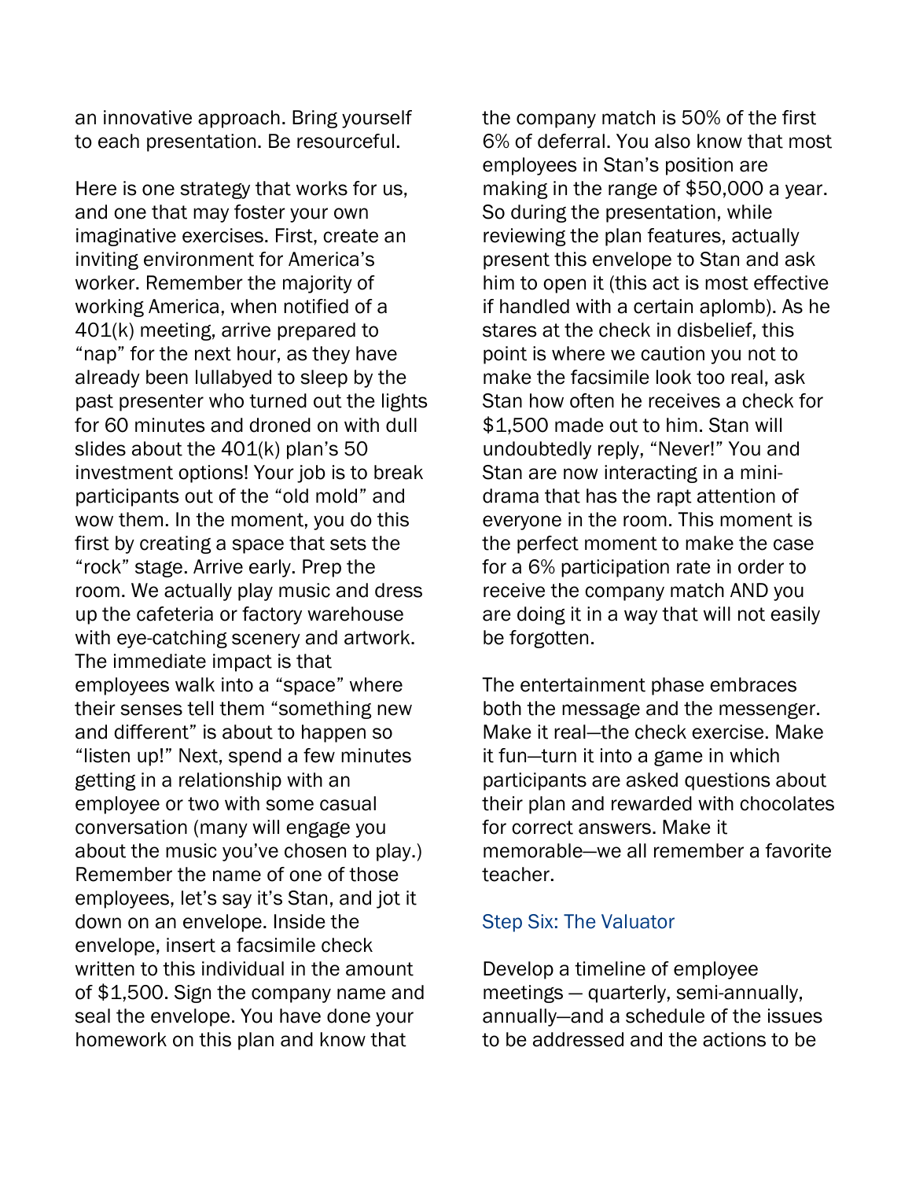an innovative approach. Bring yourself to each presentation. Be resourceful.

Here is one strategy that works for us, and one that may foster your own imaginative exercises. First, create an inviting environment for America's worker. Remember the majority of working America, when notified of a 401(k) meeting, arrive prepared to "nap" for the next hour, as they have already been lullabyed to sleep by the past presenter who turned out the lights for 60 minutes and droned on with dull slides about the 401(k) plan's 50 investment options! Your job is to break participants out of the "old mold" and wow them. In the moment, you do this first by creating a space that sets the "rock" stage. Arrive early. Prep the room. We actually play music and dress up the cafeteria or factory warehouse with eye-catching scenery and artwork. The immediate impact is that employees walk into a "space" where their senses tell them "something new and different" is about to happen so "listen up!" Next, spend a few minutes getting in a relationship with an employee or two with some casual conversation (many will engage you about the music you've chosen to play.) Remember the name of one of those employees, let's say it's Stan, and jot it down on an envelope. Inside the envelope, insert a facsimile check written to this individual in the amount of $1,500. Sign the company name and seal the envelope. You have done your homework on this plan and know that the company match is 50% of the first 6% of deferral. You also know that most employees in Stan's position are making in the range of $50,000 a year. So during the presentation, while reviewing the plan features, actually present this envelope to Stan and ask him to open it (this act is most effective if handled with a certain aplomb). As he stares at the check in disbelief, this point is where we caution you not to make the facsimile look too real, ask Stan how often he receives a check for $1,500 made out to him. Stan will undoubtedly reply, "Never!" You and Stan are now interacting in a mini-drama that has the rapt attention of everyone in the room. This moment is the perfect moment to make the case for a 6% participation rate in order to receive the company match AND you are doing it in a way that will not easily be forgotten.

The entertainment phase embraces both the message and the messenger. Make it real—the check exercise. Make it fun—turn it into a game in which participants are asked questions about their plan and rewarded with chocolates for correct answers. Make it memorable—we all remember a favorite teacher.

### Step Six: The Valuator

Develop a timeline of employee meetings — quarterly, semi-annually, annually—and a schedule of the issues to be addressed and the actions to be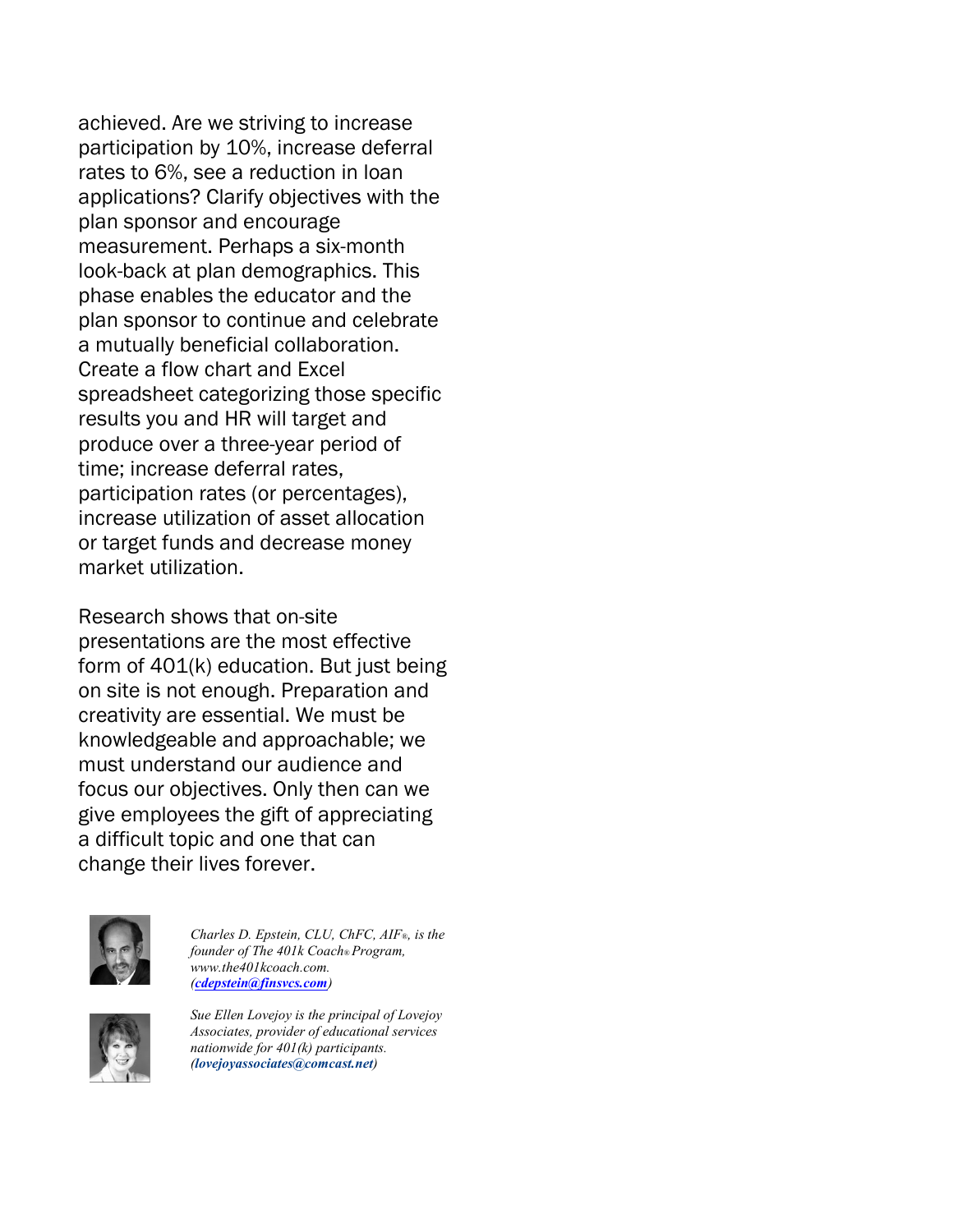achieved. Are we striving to increase participation by 10%, increase deferral rates to 6%, see a reduction in loan applications? Clarify objectives with the plan sponsor and encourage measurement. Perhaps a six-month look-back at plan demographics. This phase enables the educator and the plan sponsor to continue and celebrate a mutually beneficial collaboration. Create a flow chart and Excel spreadsheet categorizing those specific results you and HR will target and produce over a three-year period of time; increase deferral rates, participation rates (or percentages), increase utilization of asset allocation or target funds and decrease money market utilization.

Research shows that on-site presentations are the most effective form of 401(k) education. But just being on site is not enough. Preparation and creativity are essential. We must be knowledgeable and approachable; we must understand our audience and focus our objectives. Only then can we give employees the gift of appreciating a difficult topic and one that can change their lives forever.

*Charles D. Epstein, CLU, ChFC, AIF®, is the founder of The 401k Coach® Program, www.the401kcoach.com. (**cdepstein@finsvcs.com**)*

*Sue Ellen Lovejoy is the principal of Lovejoy Associates, provider of educational services nationwide for 401(k) participants. (**lovejoyassociates@comcast.net**)*